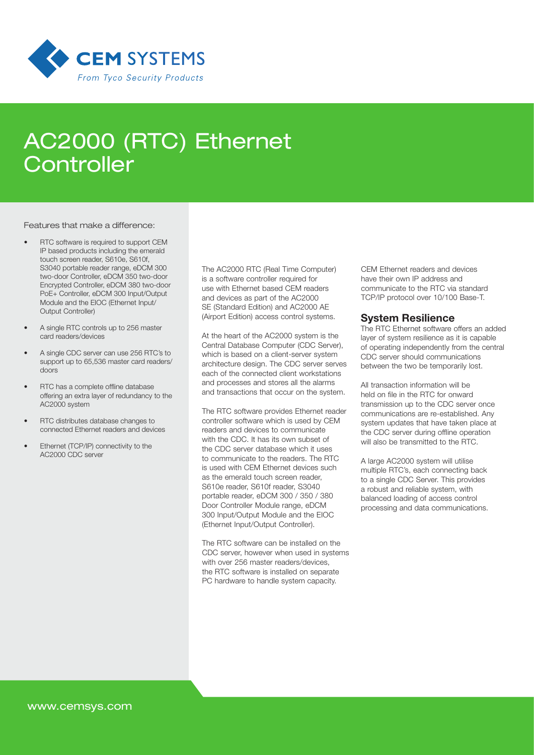CEM SYSTEMS

*From Tyco Security Products*

# AC2000 (RTC) Ethernet Controller

Features that make a difference:

- RTC software is required to support CEM IP based products including the emerald touch screen reader, S610e, S610f, S3040 portable reader range, eDCM 300 two-door Controller, eDCM 350 two-door Encrypted Controller, eDCM 380 two-door PoE+ Controller, eDCM 300 Input/Output Module and the EIOC (Ethernet Input/ Output Controller)
- A single RTC controls up to 256 master card readers/devices
- A single CDC server can use 256 RTC's to support up to 65,536 master card readers/ doors
- RTC has a complete offline database offering an extra layer of redundancy to the AC2000 system
- RTC distributes database changes to connected Ethernet readers and devices
- Ethernet (TCP/IP) connectivity to the AC2000 CDC server

The AC2000 RTC (Real Time Computer) is a software controller required for use with Ethernet based CEM readers and devices as part of the AC2000 SE (Standard Edition) and AC2000 AE (Airport Edition) access control systems.

At the heart of the AC2000 system is the Central Database Computer (CDC Server), which is based on a client-server system architecture design. The CDC server serves each of the connected client workstations and processes and stores all the alarms and transactions that occur on the system.

The RTC software provides Ethernet reader controller software which is used by CEM readers and devices to communicate with the CDC. It has its own subset of the CDC server database which it uses to communicate to the readers. The RTC is used with CEM Ethernet devices such as the emerald touch screen reader, S610e reader, S610f reader, S3040 portable reader, eDCM 300 / 350 / 380 Door Controller Module range, eDCM 300 Input/Output Module and the EIOC (Ethernet Input/Output Controller).

The RTC software can be installed on the CDC server, however when used in systems with over 256 master readers/devices, the RTC software is installed on separate PC hardware to handle system capacity.

CEM Ethernet readers and devices have their own IP address and communicate to the RTC via standard TCP/IP protocol over 10/100 Base-T.

## System Resilience

The RTC Ethernet software offers an added layer of system resilience as it is capable of operating independently from the central CDC server should communications between the two be temporarily lost.

All transaction information will be held on file in the RTC for onward transmission up to the CDC server once communications are re-established. Any system updates that have taken place at the CDC server during offline operation will also be transmitted to the RTC.

A large AC2000 system will utilise multiple RTC's, each connecting back to a single CDC Server. This provides a robust and reliable system, with balanced loading of access control processing and data communications.

www.cemsys.com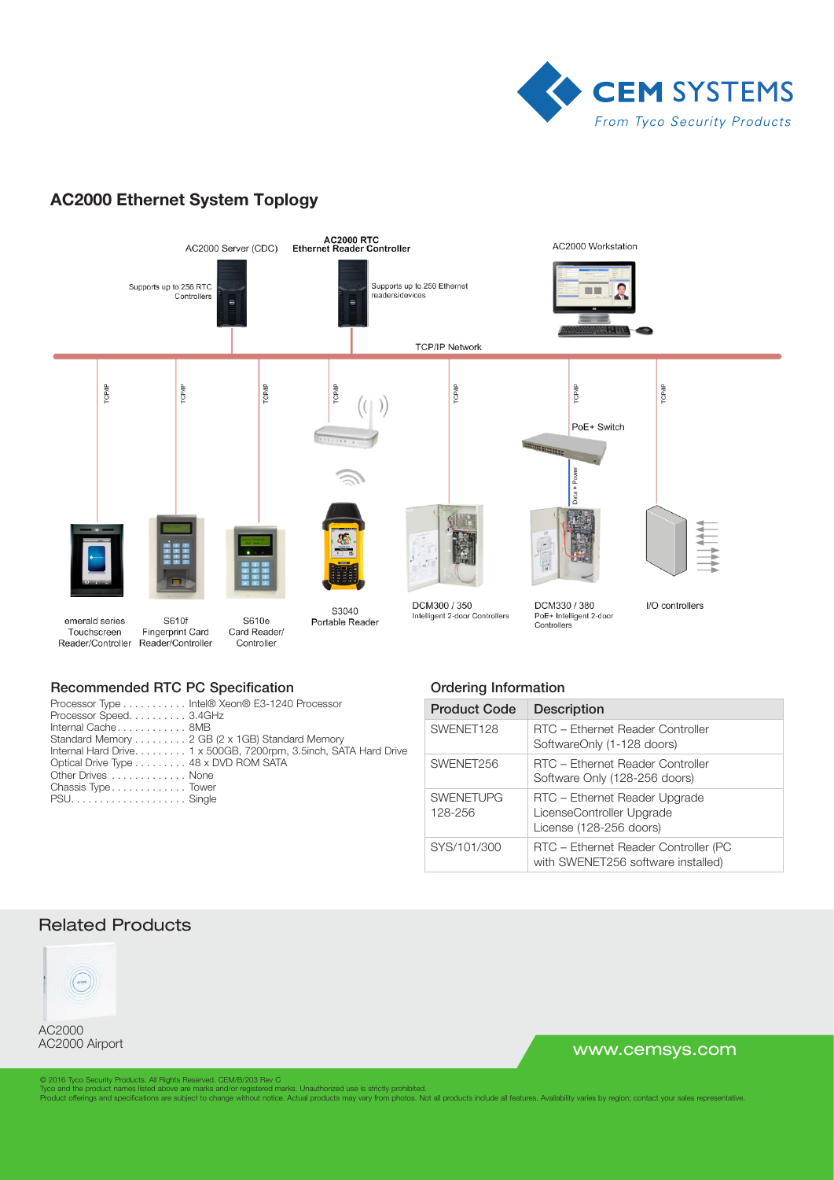CEM SYSTEMS

*From Tyco Security Products*

## AC2000 Ethernet System Toplogy

AC2000 Server (CDC)

Supports up to 256 RTC Controllers

AC2000 RTC Ethernet Reader Controller

Supports up to 256 Ethernet readers/devices

AC2000 Workstation

TCP/IP Network

TCP/IP

PoE+ Switch

Data + Power

emerald series Touchscreen Reader/Controller

S610f Fingerprint Card Reader/Controller

S610e Card Reader/ Controller

S3040 Portable Reader

DCM300 / 350 Intelligent 2-door Controllers

DCM330 / 380 PoE+ Intelligent 2-door Controllers

I/O controllers

### Recommended RTC PC Specification

Processor Type . . . . . . . . . . . Intel® Xeon® E3-1240 Processor
Processor Speed. . . . . . . . . . 3.4GHz
Internal Cache. . . . . . . . . . . . 8MB
Standard Memory . . . . . . . . . 2 GB (2 x 1GB) Standard Memory
Internal Hard Drive. . . . . . . . . 1 x 500GB, 7200rpm, 3.5inch, SATA Hard Drive
Optical Drive Type . . . . . . . . . 48 x DVD ROM SATA
Other Drives . . . . . . . . . . . . . None
Chassis Type . . . . . . . . . . . . . Tower
PSU. . . . . . . . . . . . . . . . . . . . Single

### Ordering Information

| Product Code | Description |
|---|---|
| SWENET128 | RTC – Ethernet Reader Controller SoftwareOnly (1-128 doors) |
| SWENET256 | RTC – Ethernet Reader Controller Software Only (128-256 doors) |
| SWENETUPG 128-256 | RTC – Ethernet Reader Upgrade LicenseController Upgrade License (128-256 doors) |
| SYS/101/300 | RTC – Ethernet Reader Controller (PC with SWENET256 software installed) |

## Related Products

AC2000
AC2000 Airport

www.cemsys.com

© 2016 Tyco Security Products. All Rights Reserved. CEM/B/203 Rev C
Tyco and the product names listed above are marks and/or registered marks. Unauthorized use is strictly prohibited.
Product offerings and specifications are subject to change without notice. Actual products may vary from photos. Not all products include all features. Availability varies by region; contact your sales representative.